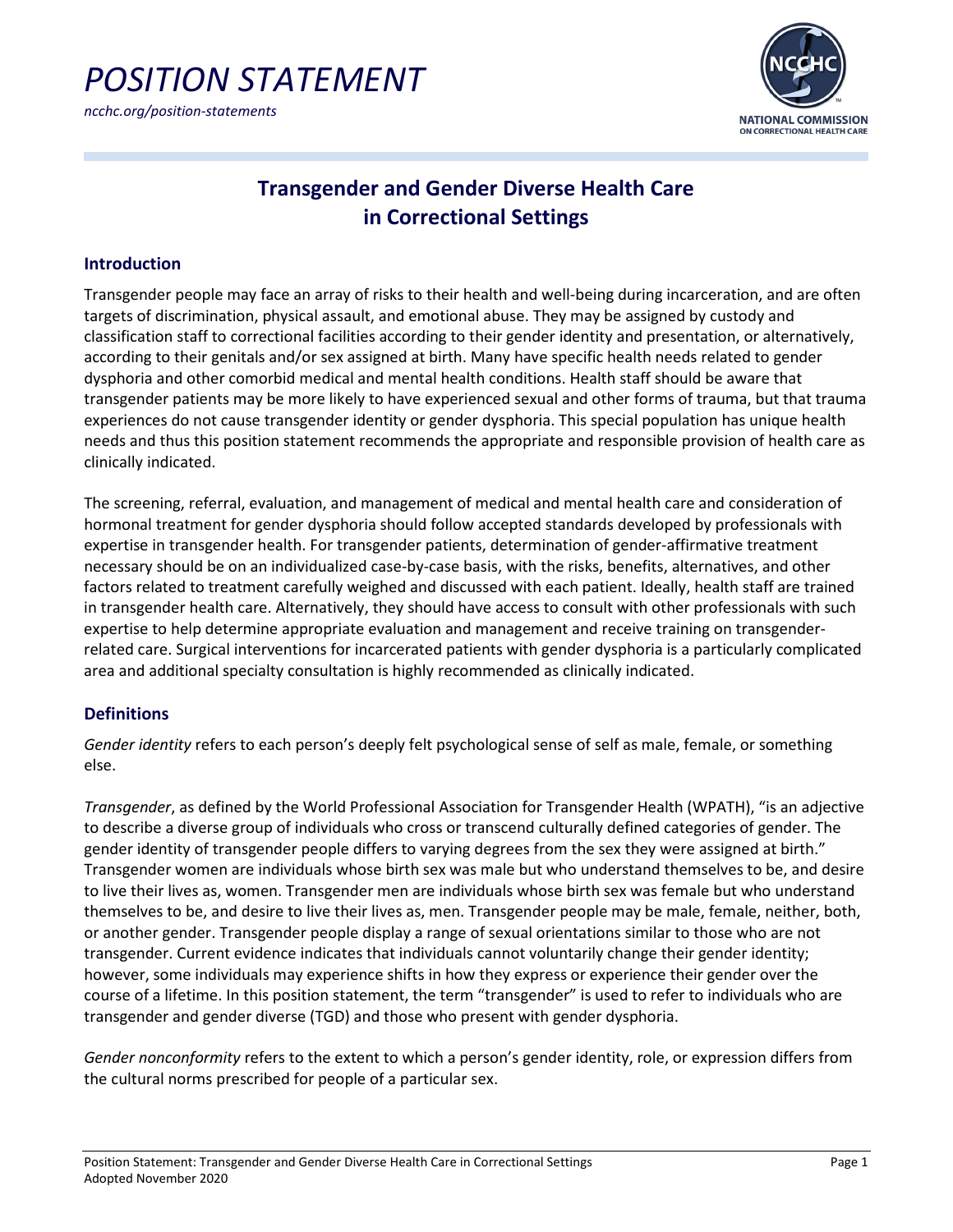# POSITION STATEMENT

*ncchc.org/position-statements*

## Transgender and Gender Diverse Health Care in Correctional Settings

### Introduction

Transgender people may face an array of risks to their health and well-being during incarceration, and are often targets of discrimination, physical assault, and emotional abuse. They may be assigned by custody and classification staff to correctional facilities according to their gender identity and presentation, or alternatively, according to their genitals and/or sex assigned at birth. Many have specific health needs related to gender dysphoria and other comorbid medical and mental health conditions. Health staff should be aware that transgender patients may be more likely to have experienced sexual and other forms of trauma, but that trauma experiences do not cause transgender identity or gender dysphoria. This special population has unique health needs and thus this position statement recommends the appropriate and responsible provision of health care as clinically indicated.

The screening, referral, evaluation, and management of medical and mental health care and consideration of hormonal treatment for gender dysphoria should follow accepted standards developed by professionals with expertise in transgender health. For transgender patients, determination of gender-affirmative treatment necessary should be on an individualized case-by-case basis, with the risks, benefits, alternatives, and other factors related to treatment carefully weighed and discussed with each patient. Ideally, health staff are trained in transgender health care. Alternatively, they should have access to consult with other professionals with such expertise to help determine appropriate evaluation and management and receive training on transgender-related care. Surgical interventions for incarcerated patients with gender dysphoria is a particularly complicated area and additional specialty consultation is highly recommended as clinically indicated.

### Definitions

*Gender identity* refers to each person's deeply felt psychological sense of self as male, female, or something else.

*Transgender*, as defined by the World Professional Association for Transgender Health (WPATH), "is an adjective to describe a diverse group of individuals who cross or transcend culturally defined categories of gender. The gender identity of transgender people differs to varying degrees from the sex they were assigned at birth." Transgender women are individuals whose birth sex was male but who understand themselves to be, and desire to live their lives as, women. Transgender men are individuals whose birth sex was female but who understand themselves to be, and desire to live their lives as, men. Transgender people may be male, female, neither, both, or another gender. Transgender people display a range of sexual orientations similar to those who are not transgender. Current evidence indicates that individuals cannot voluntarily change their gender identity; however, some individuals may experience shifts in how they express or experience their gender over the course of a lifetime. In this position statement, the term "transgender" is used to refer to individuals who are transgender and gender diverse (TGD) and those who present with gender dysphoria.

*Gender nonconformity* refers to the extent to which a person's gender identity, role, or expression differs from the cultural norms prescribed for people of a particular sex.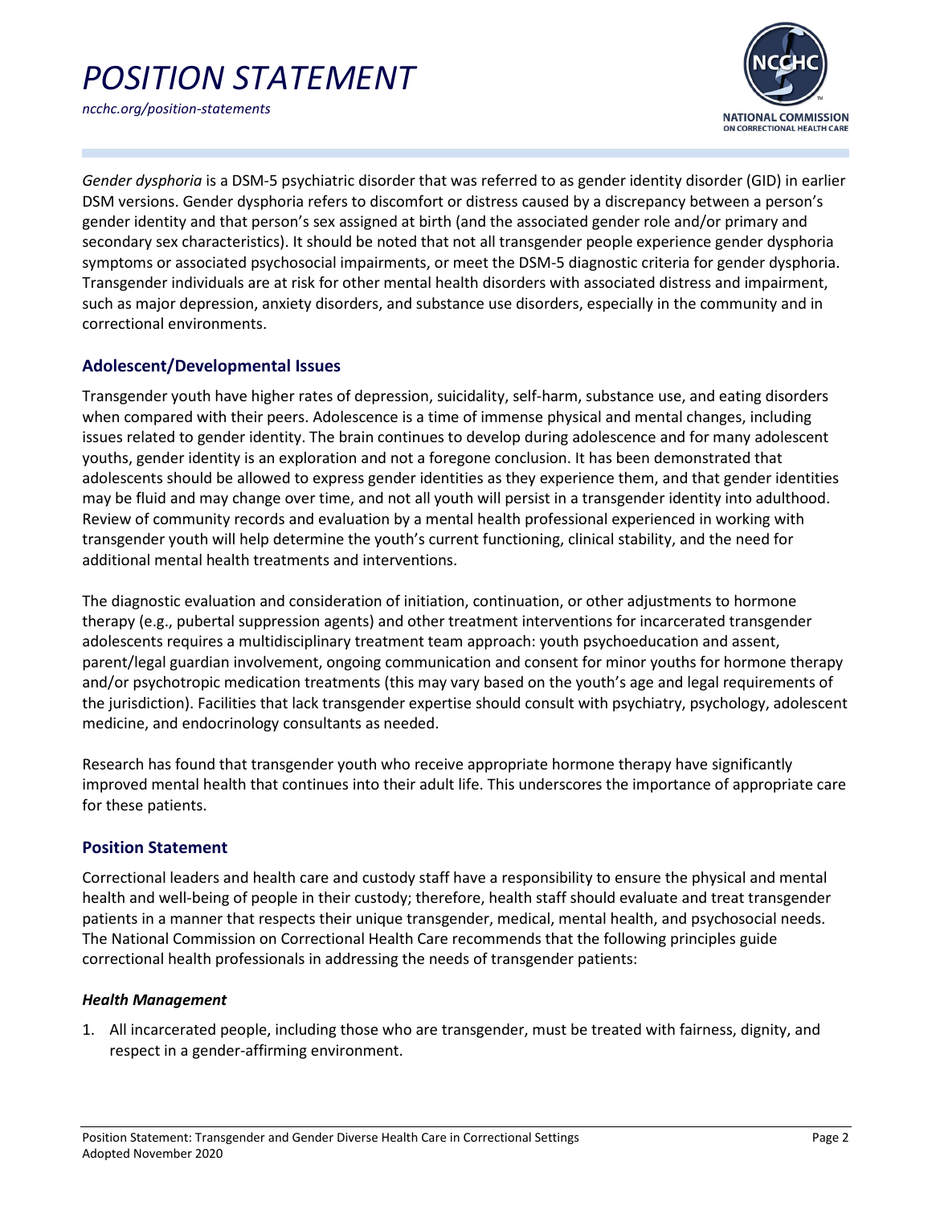*Gender dysphoria* is a DSM-5 psychiatric disorder that was referred to as gender identity disorder (GID) in earlier DSM versions. Gender dysphoria refers to discomfort or distress caused by a discrepancy between a person's gender identity and that person's sex assigned at birth (and the associated gender role and/or primary and secondary sex characteristics). It should be noted that not all transgender people experience gender dysphoria symptoms or associated psychosocial impairments, or meet the DSM-5 diagnostic criteria for gender dysphoria. Transgender individuals are at risk for other mental health disorders with associated distress and impairment, such as major depression, anxiety disorders, and substance use disorders, especially in the community and in correctional environments.

## Adolescent/Developmental Issues

Transgender youth have higher rates of depression, suicidality, self-harm, substance use, and eating disorders when compared with their peers. Adolescence is a time of immense physical and mental changes, including issues related to gender identity. The brain continues to develop during adolescence and for many adolescent youths, gender identity is an exploration and not a foregone conclusion. It has been demonstrated that adolescents should be allowed to express gender identities as they experience them, and that gender identities may be fluid and may change over time, and not all youth will persist in a transgender identity into adulthood. Review of community records and evaluation by a mental health professional experienced in working with transgender youth will help determine the youth's current functioning, clinical stability, and the need for additional mental health treatments and interventions.

The diagnostic evaluation and consideration of initiation, continuation, or other adjustments to hormone therapy (e.g., pubertal suppression agents) and other treatment interventions for incarcerated transgender adolescents requires a multidisciplinary treatment team approach: youth psychoeducation and assent, parent/legal guardian involvement, ongoing communication and consent for minor youths for hormone therapy and/or psychotropic medication treatments (this may vary based on the youth's age and legal requirements of the jurisdiction). Facilities that lack transgender expertise should consult with psychiatry, psychology, adolescent medicine, and endocrinology consultants as needed.

Research has found that transgender youth who receive appropriate hormone therapy have significantly improved mental health that continues into their adult life. This underscores the importance of appropriate care for these patients.

## Position Statement

Correctional leaders and health care and custody staff have a responsibility to ensure the physical and mental health and well-being of people in their custody; therefore, health staff should evaluate and treat transgender patients in a manner that respects their unique transgender, medical, mental health, and psychosocial needs. The National Commission on Correctional Health Care recommends that the following principles guide correctional health professionals in addressing the needs of transgender patients:

### *Health Management*

1. All incarcerated people, including those who are transgender, must be treated with fairness, dignity, and respect in a gender-affirming environment.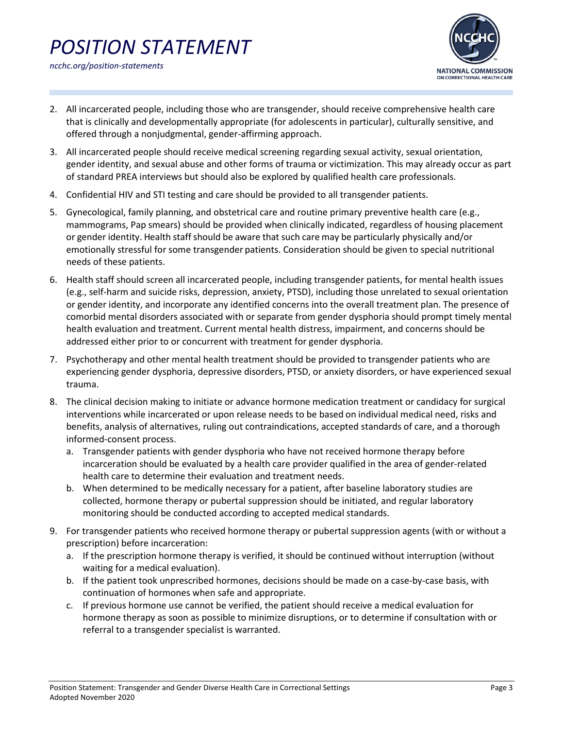2. All incarcerated people, including those who are transgender, should receive comprehensive health care that is clinically and developmentally appropriate (for adolescents in particular), culturally sensitive, and offered through a nonjudgmental, gender-affirming approach.
3. All incarcerated people should receive medical screening regarding sexual activity, sexual orientation, gender identity, and sexual abuse and other forms of trauma or victimization. This may already occur as part of standard PREA interviews but should also be explored by qualified health care professionals.
4. Confidential HIV and STI testing and care should be provided to all transgender patients.
5. Gynecological, family planning, and obstetrical care and routine primary preventive health care (e.g., mammograms, Pap smears) should be provided when clinically indicated, regardless of housing placement or gender identity. Health staff should be aware that such care may be particularly physically and/or emotionally stressful for some transgender patients. Consideration should be given to special nutritional needs of these patients.
6. Health staff should screen all incarcerated people, including transgender patients, for mental health issues (e.g., self-harm and suicide risks, depression, anxiety, PTSD), including those unrelated to sexual orientation or gender identity, and incorporate any identified concerns into the overall treatment plan. The presence of comorbid mental disorders associated with or separate from gender dysphoria should prompt timely mental health evaluation and treatment. Current mental health distress, impairment, and concerns should be addressed either prior to or concurrent with treatment for gender dysphoria.
7. Psychotherapy and other mental health treatment should be provided to transgender patients who are experiencing gender dysphoria, depressive disorders, PTSD, or anxiety disorders, or have experienced sexual trauma.
8. The clinical decision making to initiate or advance hormone medication treatment or candidacy for surgical interventions while incarcerated or upon release needs to be based on individual medical need, risks and benefits, analysis of alternatives, ruling out contraindications, accepted standards of care, and a thorough informed-consent process.
   a. Transgender patients with gender dysphoria who have not received hormone therapy before incarceration should be evaluated by a health care provider qualified in the area of gender-related health care to determine their evaluation and treatment needs.
   b. When determined to be medically necessary for a patient, after baseline laboratory studies are collected, hormone therapy or pubertal suppression should be initiated, and regular laboratory monitoring should be conducted according to accepted medical standards.
9. For transgender patients who received hormone therapy or pubertal suppression agents (with or without a prescription) before incarceration:
   a. If the prescription hormone therapy is verified, it should be continued without interruption (without waiting for a medical evaluation).
   b. If the patient took unprescribed hormones, decisions should be made on a case-by-case basis, with continuation of hormones when safe and appropriate.
   c. If previous hormone use cannot be verified, the patient should receive a medical evaluation for hormone therapy as soon as possible to minimize disruptions, or to determine if consultation with or referral to a transgender specialist is warranted.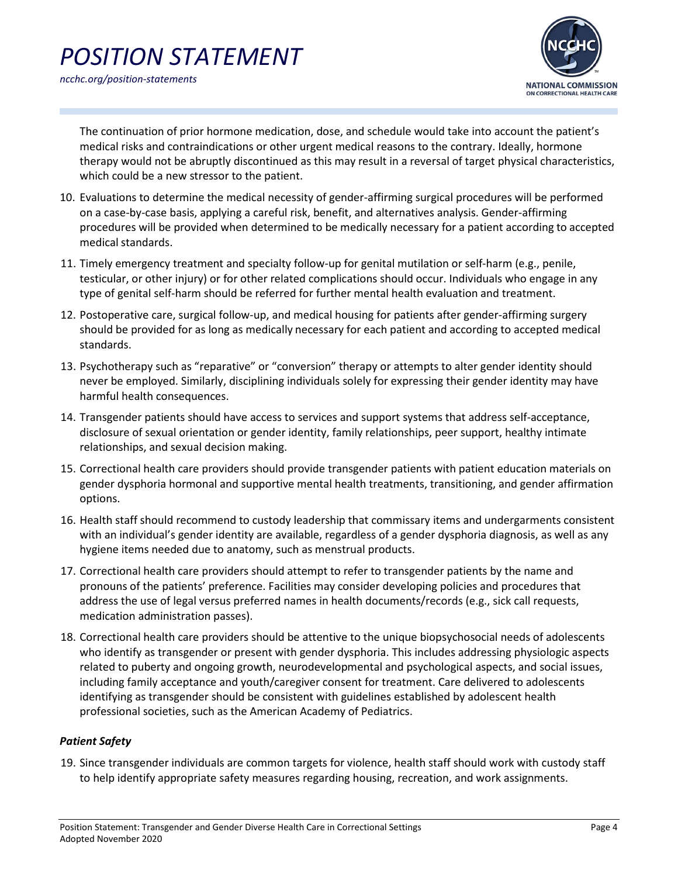The continuation of prior hormone medication, dose, and schedule would take into account the patient's medical risks and contraindications or other urgent medical reasons to the contrary. Ideally, hormone therapy would not be abruptly discontinued as this may result in a reversal of target physical characteristics, which could be a new stressor to the patient.

10. Evaluations to determine the medical necessity of gender-affirming surgical procedures will be performed on a case-by-case basis, applying a careful risk, benefit, and alternatives analysis. Gender-affirming procedures will be provided when determined to be medically necessary for a patient according to accepted medical standards.
11. Timely emergency treatment and specialty follow-up for genital mutilation or self-harm (e.g., penile, testicular, or other injury) or for other related complications should occur. Individuals who engage in any type of genital self-harm should be referred for further mental health evaluation and treatment.
12. Postoperative care, surgical follow-up, and medical housing for patients after gender-affirming surgery should be provided for as long as medically necessary for each patient and according to accepted medical standards.
13. Psychotherapy such as "reparative" or "conversion" therapy or attempts to alter gender identity should never be employed. Similarly, disciplining individuals solely for expressing their gender identity may have harmful health consequences.
14. Transgender patients should have access to services and support systems that address self-acceptance, disclosure of sexual orientation or gender identity, family relationships, peer support, healthy intimate relationships, and sexual decision making.
15. Correctional health care providers should provide transgender patients with patient education materials on gender dysphoria hormonal and supportive mental health treatments, transitioning, and gender affirmation options.
16. Health staff should recommend to custody leadership that commissary items and undergarments consistent with an individual's gender identity are available, regardless of a gender dysphoria diagnosis, as well as any hygiene items needed due to anatomy, such as menstrual products.
17. Correctional health care providers should attempt to refer to transgender patients by the name and pronouns of the patients' preference. Facilities may consider developing policies and procedures that address the use of legal versus preferred names in health documents/records (e.g., sick call requests, medication administration passes).
18. Correctional health care providers should be attentive to the unique biopsychosocial needs of adolescents who identify as transgender or present with gender dysphoria. This includes addressing physiologic aspects related to puberty and ongoing growth, neurodevelopmental and psychological aspects, and social issues, including family acceptance and youth/caregiver consent for treatment. Care delivered to adolescents identifying as transgender should be consistent with guidelines established by adolescent health professional societies, such as the American Academy of Pediatrics.

### *Patient Safety*

19. Since transgender individuals are common targets for violence, health staff should work with custody staff to help identify appropriate safety measures regarding housing, recreation, and work assignments.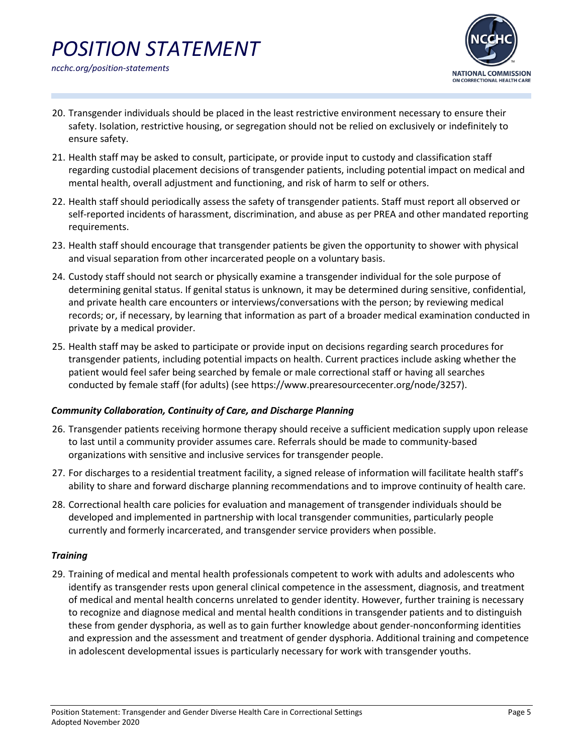20. Transgender individuals should be placed in the least restrictive environment necessary to ensure their safety. Isolation, restrictive housing, or segregation should not be relied on exclusively or indefinitely to ensure safety.
21. Health staff may be asked to consult, participate, or provide input to custody and classification staff regarding custodial placement decisions of transgender patients, including potential impact on medical and mental health, overall adjustment and functioning, and risk of harm to self or others.
22. Health staff should periodically assess the safety of transgender patients. Staff must report all observed or self-reported incidents of harassment, discrimination, and abuse as per PREA and other mandated reporting requirements.
23. Health staff should encourage that transgender patients be given the opportunity to shower with physical and visual separation from other incarcerated people on a voluntary basis.
24. Custody staff should not search or physically examine a transgender individual for the sole purpose of determining genital status. If genital status is unknown, it may be determined during sensitive, confidential, and private health care encounters or interviews/conversations with the person; by reviewing medical records; or, if necessary, by learning that information as part of a broader medical examination conducted in private by a medical provider.
25. Health staff may be asked to participate or provide input on decisions regarding search procedures for transgender patients, including potential impacts on health. Current practices include asking whether the patient would feel safer being searched by female or male correctional staff or having all searches conducted by female staff (for adults) (see https://www.prearesourcecenter.org/node/3257).

### *Community Collaboration, Continuity of Care, and Discharge Planning*

26. Transgender patients receiving hormone therapy should receive a sufficient medication supply upon release to last until a community provider assumes care. Referrals should be made to community-based organizations with sensitive and inclusive services for transgender people.
27. For discharges to a residential treatment facility, a signed release of information will facilitate health staff's ability to share and forward discharge planning recommendations and to improve continuity of health care.
28. Correctional health care policies for evaluation and management of transgender individuals should be developed and implemented in partnership with local transgender communities, particularly people currently and formerly incarcerated, and transgender service providers when possible.

### *Training*

29. Training of medical and mental health professionals competent to work with adults and adolescents who identify as transgender rests upon general clinical competence in the assessment, diagnosis, and treatment of medical and mental health concerns unrelated to gender identity. However, further training is necessary to recognize and diagnose medical and mental health conditions in transgender patients and to distinguish these from gender dysphoria, as well as to gain further knowledge about gender-nonconforming identities and expression and the assessment and treatment of gender dysphoria. Additional training and competence in adolescent developmental issues is particularly necessary for work with transgender youths.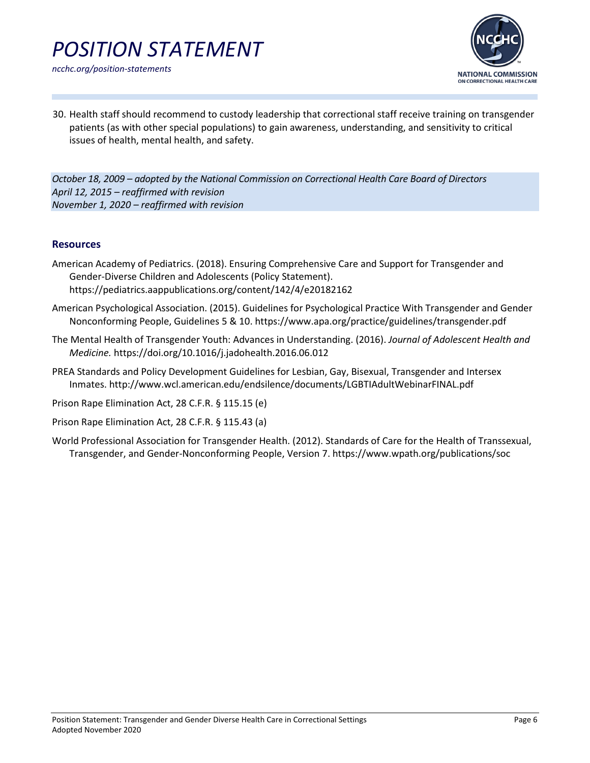30. Health staff should recommend to custody leadership that correctional staff receive training on transgender patients (as with other special populations) to gain awareness, understanding, and sensitivity to critical issues of health, mental health, and safety.

*October 18, 2009 – adopted by the National Commission on Correctional Health Care Board of Directors*
*April 12, 2015 – reaffirmed with revision*
*November 1, 2020 – reaffirmed with revision*

## Resources

American Academy of Pediatrics. (2018). Ensuring Comprehensive Care and Support for Transgender and Gender-Diverse Children and Adolescents (Policy Statement). https://pediatrics.aappublications.org/content/142/4/e20182162

American Psychological Association. (2015). Guidelines for Psychological Practice With Transgender and Gender Nonconforming People, Guidelines 5 & 10. https://www.apa.org/practice/guidelines/transgender.pdf

The Mental Health of Transgender Youth: Advances in Understanding. (2016). *Journal of Adolescent Health and Medicine.* https://doi.org/10.1016/j.jadohealth.2016.06.012

PREA Standards and Policy Development Guidelines for Lesbian, Gay, Bisexual, Transgender and Intersex Inmates. http://www.wcl.american.edu/endsilence/documents/LGBTIAdultWebinarFINAL.pdf

Prison Rape Elimination Act, 28 C.F.R. § 115.15 (e)

Prison Rape Elimination Act, 28 C.F.R. § 115.43 (a)

World Professional Association for Transgender Health. (2012). Standards of Care for the Health of Transsexual, Transgender, and Gender-Nonconforming People, Version 7. https://www.wpath.org/publications/soc